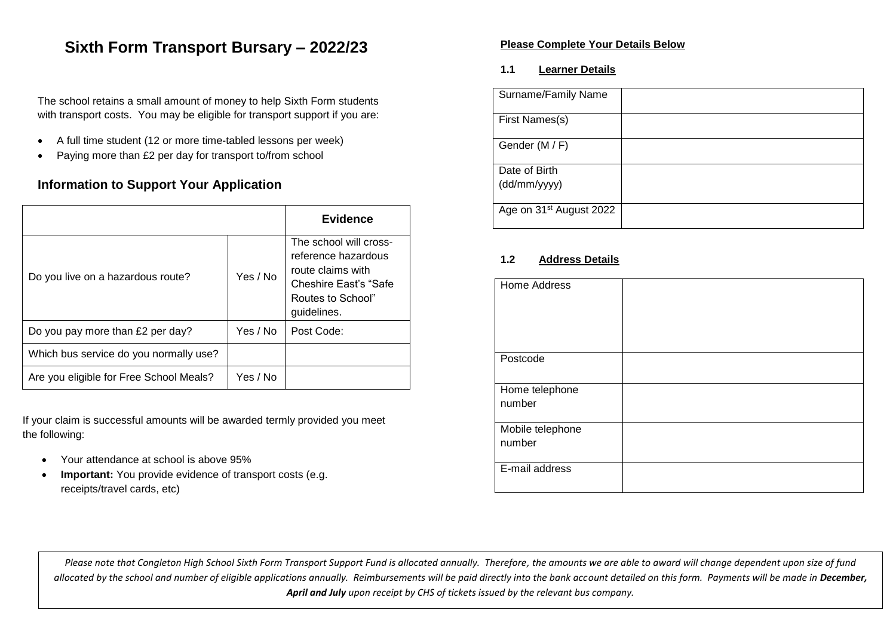# Sixth Form Transport Bursary – 2022/23

The school retains a small amount of money to help Sixth Form students with transport costs. You may be eligible for transport support if you are:

- A full time student (12 or more time-tabled lessons per week)
- Paying more than £2 per day for transport to/from school

## Information to Support Your Application

| | | Evidence |
|---|---|---|
| Do you live on a hazardous route? | Yes / No | The school will cross-reference hazardous route claims with Cheshire East's "Safe Routes to School" guidelines. |
| Do you pay more than £2 per day? | Yes / No | Post Code: |
| Which bus service do you normally use? | | |
| Are you eligible for Free School Meals? | Yes / No | |

If your claim is successful amounts will be awarded termly provided you meet the following:

- Your attendance at school is above 95%
- **Important:** You provide evidence of transport costs (e.g. receipts/travel cards, etc)

**Please Complete Your Details Below**

### 1.1 Learner Details

| | |
|---|---|
| Surname/Family Name | |
| First Names(s) | |
| Gender (M / F) | |
| Date of Birth (dd/mm/yyyy) | |
| Age on 31st August 2022 | |

### 1.2 Address Details

| | |
|---|---|
| Home Address | |
| Postcode | |
| Home telephone number | |
| Mobile telephone number | |
| E-mail address | |

*Please note that Congleton High School Sixth Form Transport Support Fund is allocated annually. Therefore, the amounts we are able to award will change dependent upon size of fund allocated by the school and number of eligible applications annually. Reimbursements will be paid directly into the bank account detailed on this form. Payments will be made in **December, April and July** upon receipt by CHS of tickets issued by the relevant bus company.*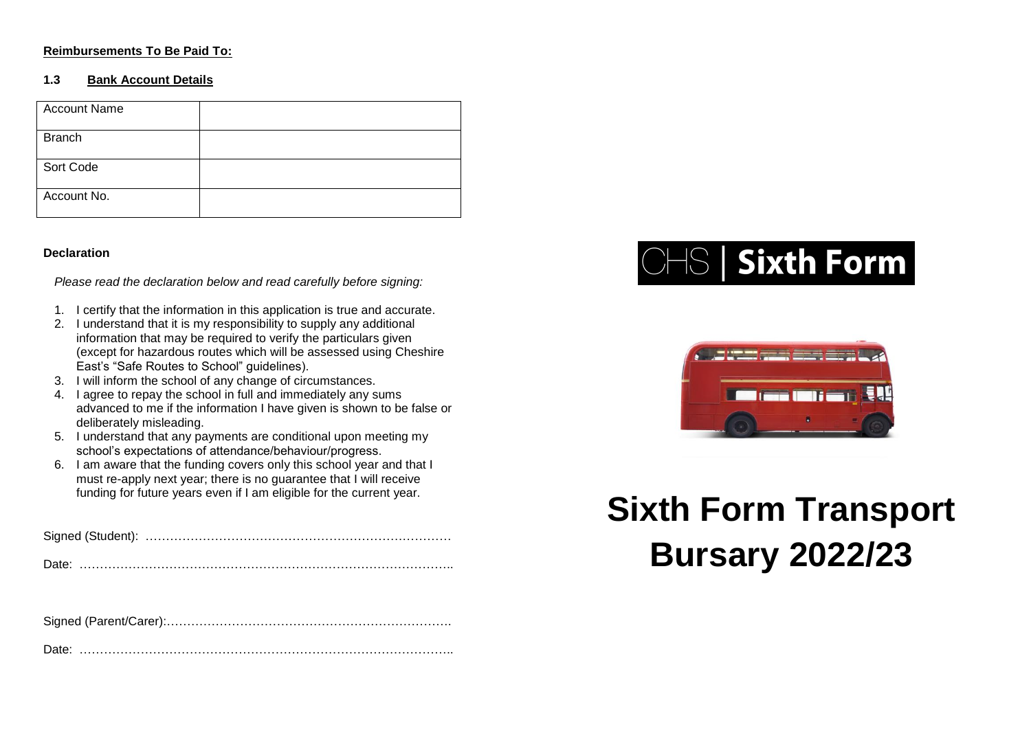**Reimbursements To Be Paid To:**

### 1.3 Bank Account Details

| | |
|---|---|
| Account Name | |
| Branch | |
| Sort Code | |
| Account No. | |

**Declaration**

*Please read the declaration below and read carefully before signing:*

1. I certify that the information in this application is true and accurate.
2. I understand that it is my responsibility to supply any additional information that may be required to verify the particulars given (except for hazardous routes which will be assessed using Cheshire East's "Safe Routes to School" guidelines).
3. I will inform the school of any change of circumstances.
4. I agree to repay the school in full and immediately any sums advanced to me if the information I have given is shown to be false or deliberately misleading.
5. I understand that any payments are conditional upon meeting my school's expectations of attendance/behaviour/progress.
6. I am aware that the funding covers only this school year and that I must re-apply next year; there is no guarantee that I will receive funding for future years even if I am eligible for the current year.

Signed (Student): …………………………………………………………………

Date: ……………………………………………………………………………..

Signed (Parent/Carer):…………………………………………………………….

Date: ……………………………………………………………………………..

CHS | **Sixth Form**

# Sixth Form Transport Bursary 2022/23